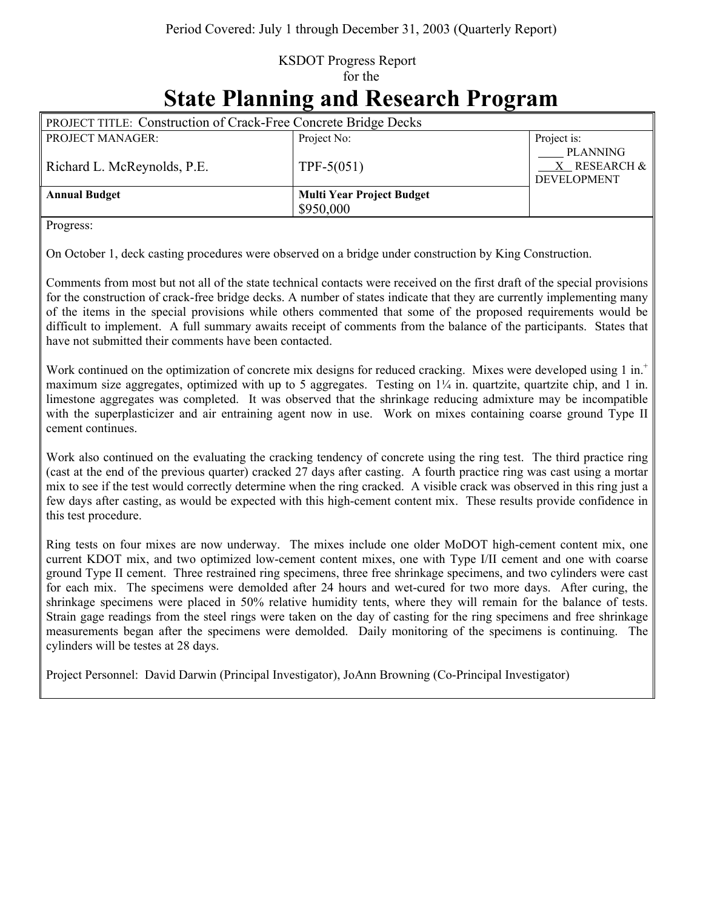Period Covered: July 1 through December 31, 2003 (Quarterly Report)

KSDOT Progress Report
for the

# State Planning and Research Program

| PROJECT TITLE: Construction of Crack-Free Concrete Bridge Decks | | |
|---|---|---|
| PROJECT MANAGER: Richard L. McReynolds, P.E. | Project No: TPF-5(051) | Project is: ____ PLANNING __X__ RESEARCH & DEVELOPMENT |
| **Annual Budget** | **Multi Year Project Budget** $950,000 | |

Progress:

On October 1, deck casting procedures were observed on a bridge under construction by King Construction.

Comments from most but not all of the state technical contacts were received on the first draft of the special provisions for the construction of crack-free bridge decks. A number of states indicate that they are currently implementing many of the items in the special provisions while others commented that some of the proposed requirements would be difficult to implement. A full summary awaits receipt of comments from the balance of the participants. States that have not submitted their comments have been contacted.

Work continued on the optimization of concrete mix designs for reduced cracking. Mixes were developed using 1 in.$^{+}$ maximum size aggregates, optimized with up to 5 aggregates. Testing on 1¼ in. quartzite, quartzite chip, and 1 in. limestone aggregates was completed. It was observed that the shrinkage reducing admixture may be incompatible with the superplasticizer and air entraining agent now in use. Work on mixes containing coarse ground Type II cement continues.

Work also continued on the evaluating the cracking tendency of concrete using the ring test. The third practice ring (cast at the end of the previous quarter) cracked 27 days after casting. A fourth practice ring was cast using a mortar mix to see if the test would correctly determine when the ring cracked. A visible crack was observed in this ring just a few days after casting, as would be expected with this high-cement content mix. These results provide confidence in this test procedure.

Ring tests on four mixes are now underway. The mixes include one older MoDOT high-cement content mix, one current KDOT mix, and two optimized low-cement content mixes, one with Type I/II cement and one with coarse ground Type II cement. Three restrained ring specimens, three free shrinkage specimens, and two cylinders were cast for each mix. The specimens were demolded after 24 hours and wet-cured for two more days. After curing, the shrinkage specimens were placed in 50% relative humidity tents, where they will remain for the balance of tests. Strain gage readings from the steel rings were taken on the day of casting for the ring specimens and free shrinkage measurements began after the specimens were demolded. Daily monitoring of the specimens is continuing. The cylinders will be testes at 28 days.

Project Personnel: David Darwin (Principal Investigator), JoAnn Browning (Co-Principal Investigator)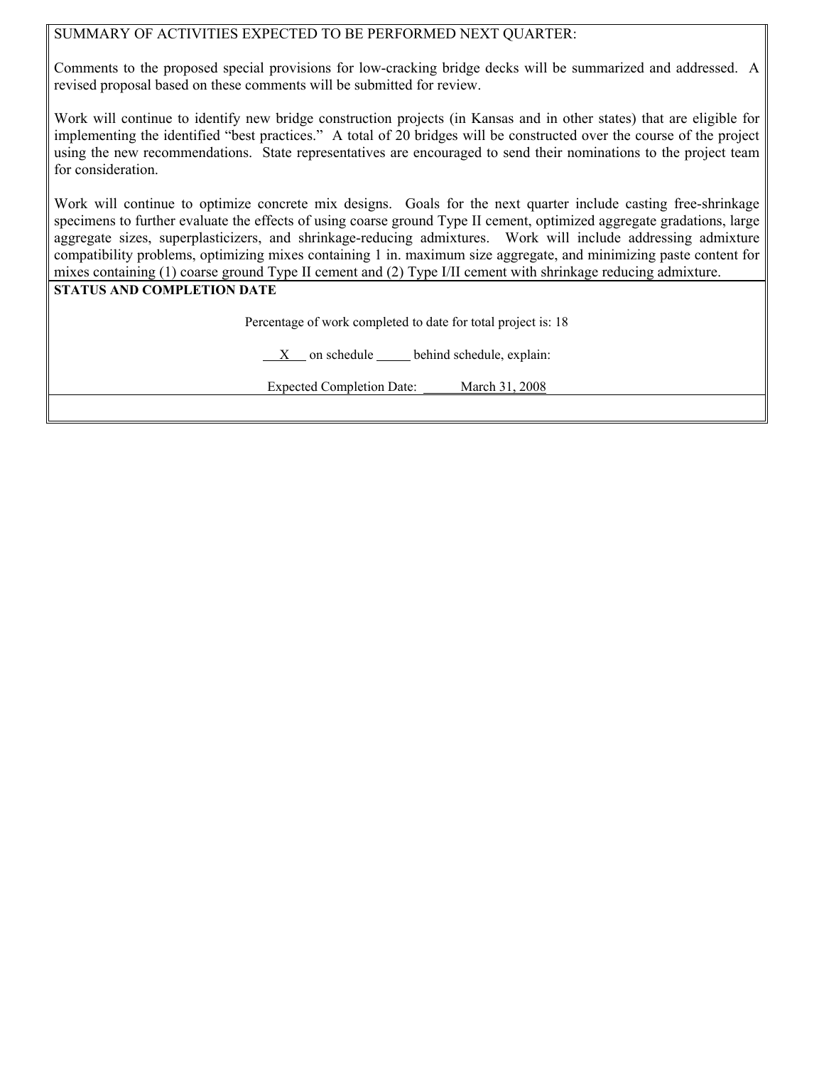SUMMARY OF ACTIVITIES EXPECTED TO BE PERFORMED NEXT QUARTER:

Comments to the proposed special provisions for low-cracking bridge decks will be summarized and addressed. A revised proposal based on these comments will be submitted for review.

Work will continue to identify new bridge construction projects (in Kansas and in other states) that are eligible for implementing the identified "best practices." A total of 20 bridges will be constructed over the course of the project using the new recommendations. State representatives are encouraged to send their nominations to the project team for consideration.

Work will continue to optimize concrete mix designs. Goals for the next quarter include casting free-shrinkage specimens to further evaluate the effects of using coarse ground Type II cement, optimized aggregate gradations, large aggregate sizes, superplasticizers, and shrinkage-reducing admixtures. Work will include addressing admixture compatibility problems, optimizing mixes containing 1 in. maximum size aggregate, and minimizing paste content for mixes containing (1) coarse ground Type II cement and (2) Type I/II cement with shrinkage reducing admixture.

**STATUS AND COMPLETION DATE**

Percentage of work completed to date for total project is: 18

X on schedule _____ behind schedule, explain:

Expected Completion Date: March 31, 2008